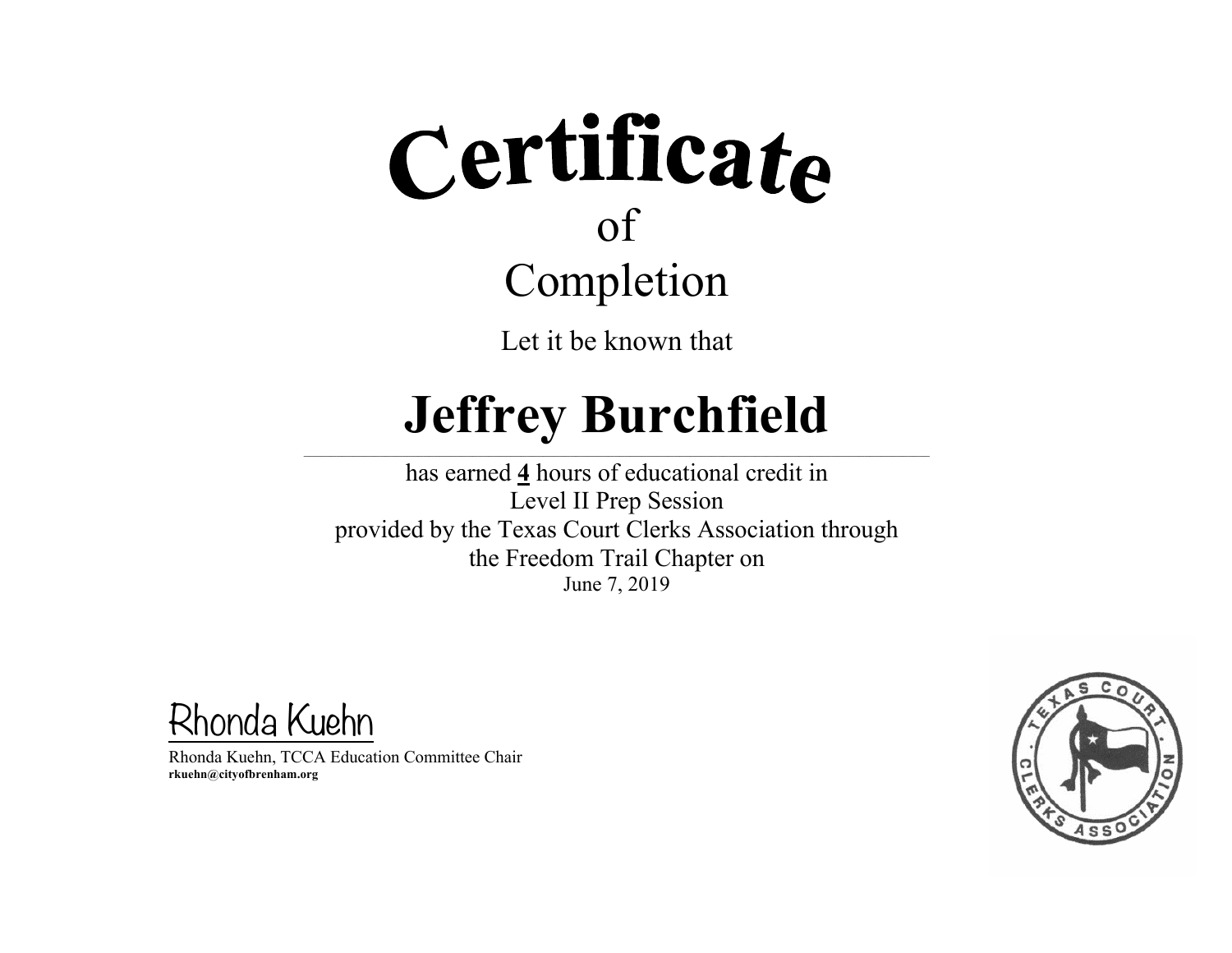# Certificate
## of
## Completion

Let it be known that

# Jeffrey Burchfield

has earned **4** hours of educational credit in
Level II Prep Session
provided by the Texas Court Clerks Association through
the Freedom Trail Chapter on
June 7, 2019

Rhonda Kuehn

Rhonda Kuehn, TCCA Education Committee Chair
**rkuehn@cityofbrenham.org**

TEXAS COURT CLERKS ASSOCIATION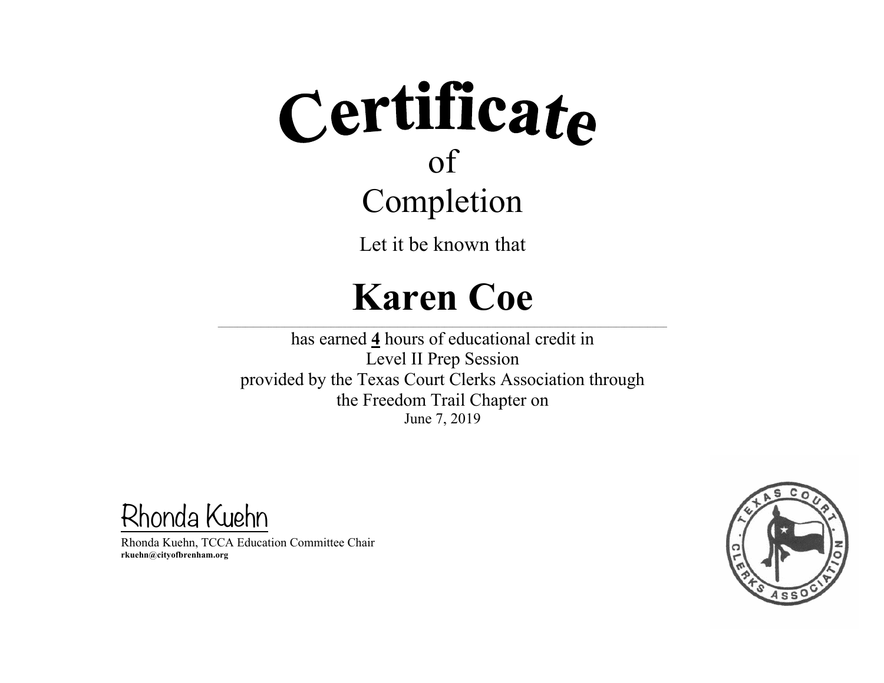# Certificate

of

Completion

Let it be known that

## Karen Coe

has earned **4** hours of educational credit in
Level II Prep Session
provided by the Texas Court Clerks Association through
the Freedom Trail Chapter on
June 7, 2019

Rhonda Kuehn

Rhonda Kuehn, TCCA Education Committee Chair
**rkuehn@cityofbrenham.org**

TEXAS COURT CLERKS ASSOCIATION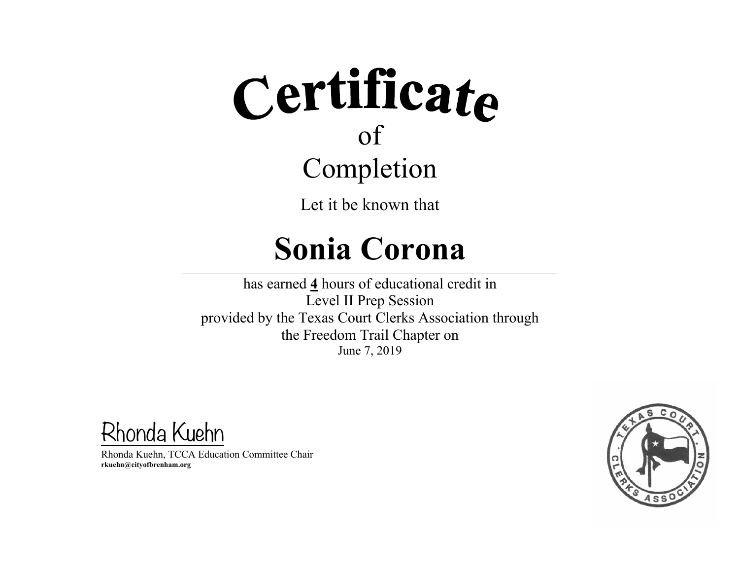# Certificate

of

Completion

Let it be known that

## Sonia Corona

has earned **4** hours of educational credit in
Level II Prep Session
provided by the Texas Court Clerks Association through
the Freedom Trail Chapter on
June 7, 2019

Rhonda Kuehn

Rhonda Kuehn, TCCA Education Committee Chair
**rkuehn@cityofbrenham.org**

TEXAS COURT CLERKS ASSOCIATION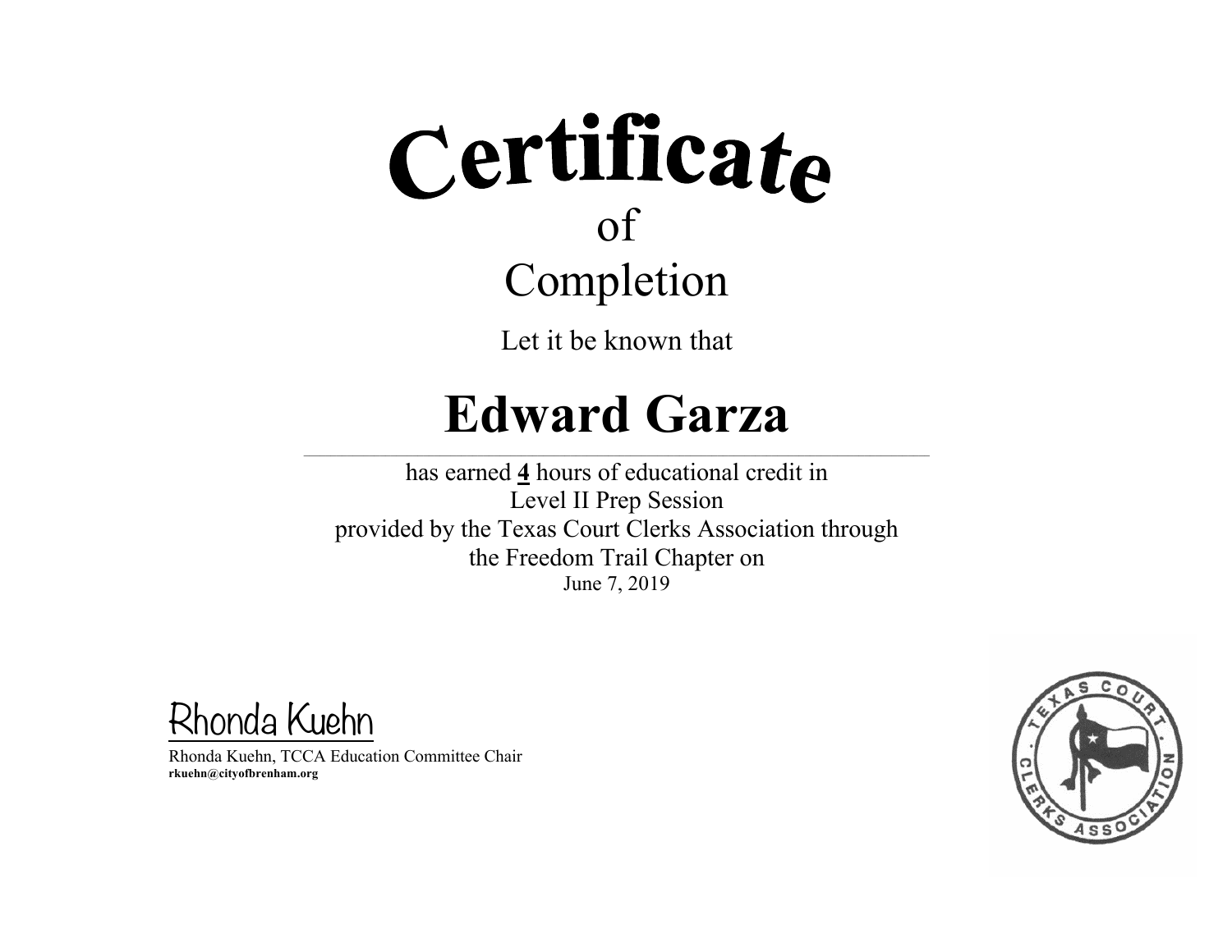# Certificate

of

Completion

Let it be known that

# Edward Garza

has earned **4** hours of educational credit in

Level II Prep Session

provided by the Texas Court Clerks Association through

the Freedom Trail Chapter on

June 7, 2019

Rhonda Kuehn

Rhonda Kuehn, TCCA Education Committee Chair

**rkuehn@cityofbrenham.org**

TEXAS COURT CLERKS ASSOCIATION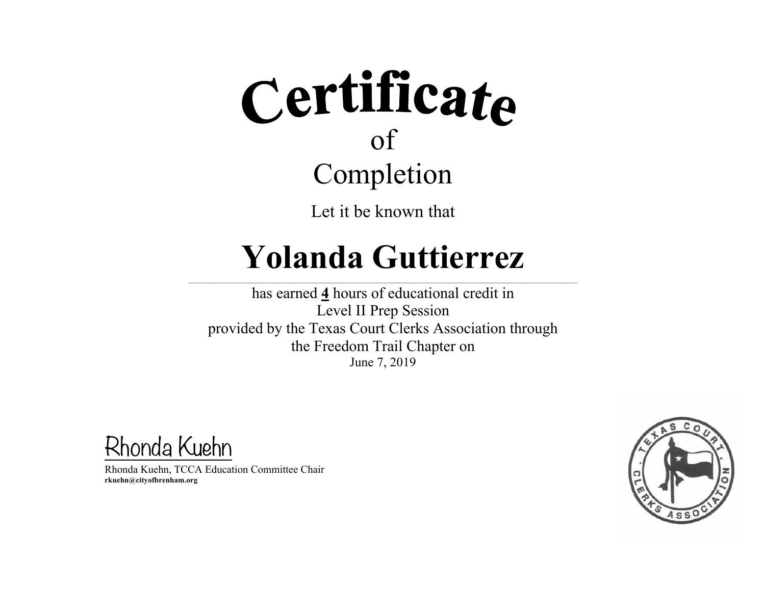# Certificate

of

## Completion

Let it be known that

# Yolanda Guttierrez

has earned **4** hours of educational credit in
Level II Prep Session
provided by the Texas Court Clerks Association through
the Freedom Trail Chapter on
June 7, 2019

Rhonda Kuehn

Rhonda Kuehn, TCCA Education Committee Chair
**rkuehn@cityofbrenham.org**

TEXAS COURT CLERKS ASSOCIATION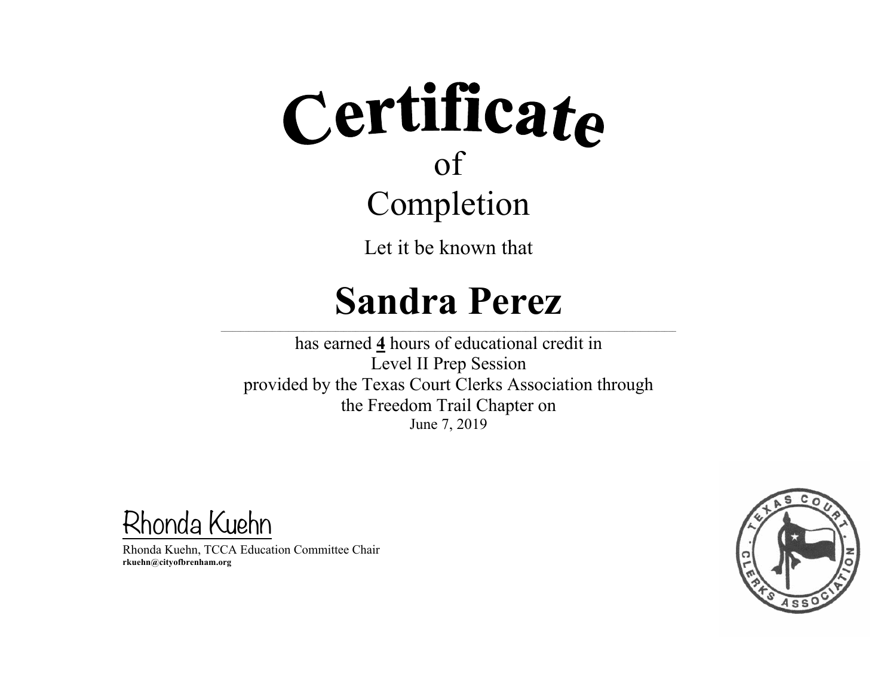# Certificate

of

Completion

Let it be known that

## Sandra Perez

has earned **4** hours of educational credit in
Level II Prep Session
provided by the Texas Court Clerks Association through
the Freedom Trail Chapter on
June 7, 2019

Rhonda Kuehn

Rhonda Kuehn, TCCA Education Committee Chair
**rkuehn@cityofbrenham.org**

TEXAS COURT CLERKS ASSOCIATION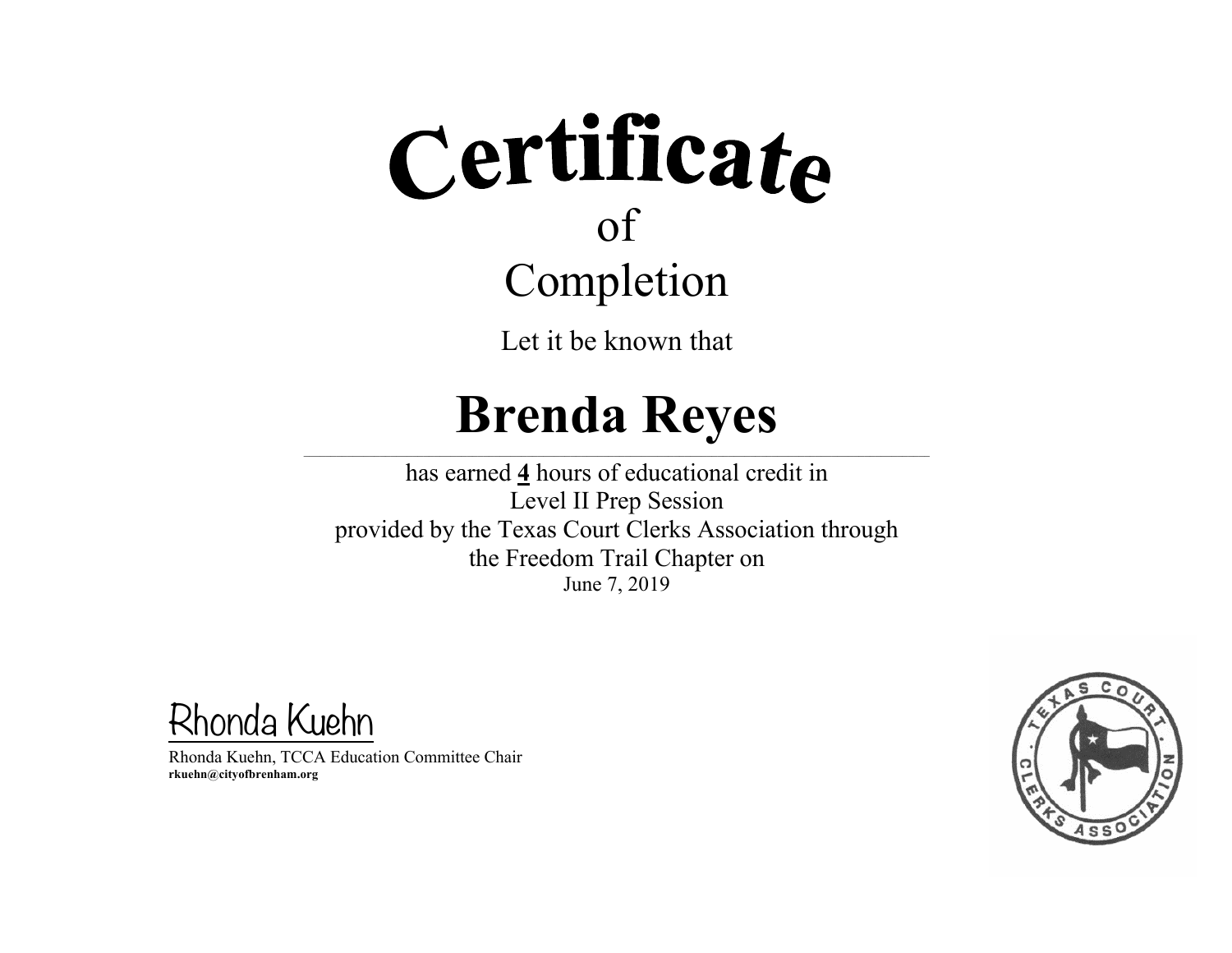# Certificate

of

## Completion

Let it be known that

# Brenda Reyes

has earned **4** hours of educational credit in
Level II Prep Session
provided by the Texas Court Clerks Association through
the Freedom Trail Chapter on
June 7, 2019

Rhonda Kuehn

Rhonda Kuehn, TCCA Education Committee Chair
**rkuehn@cityofbrenham.org**

TEXAS COURT CLERKS ASSOCIATION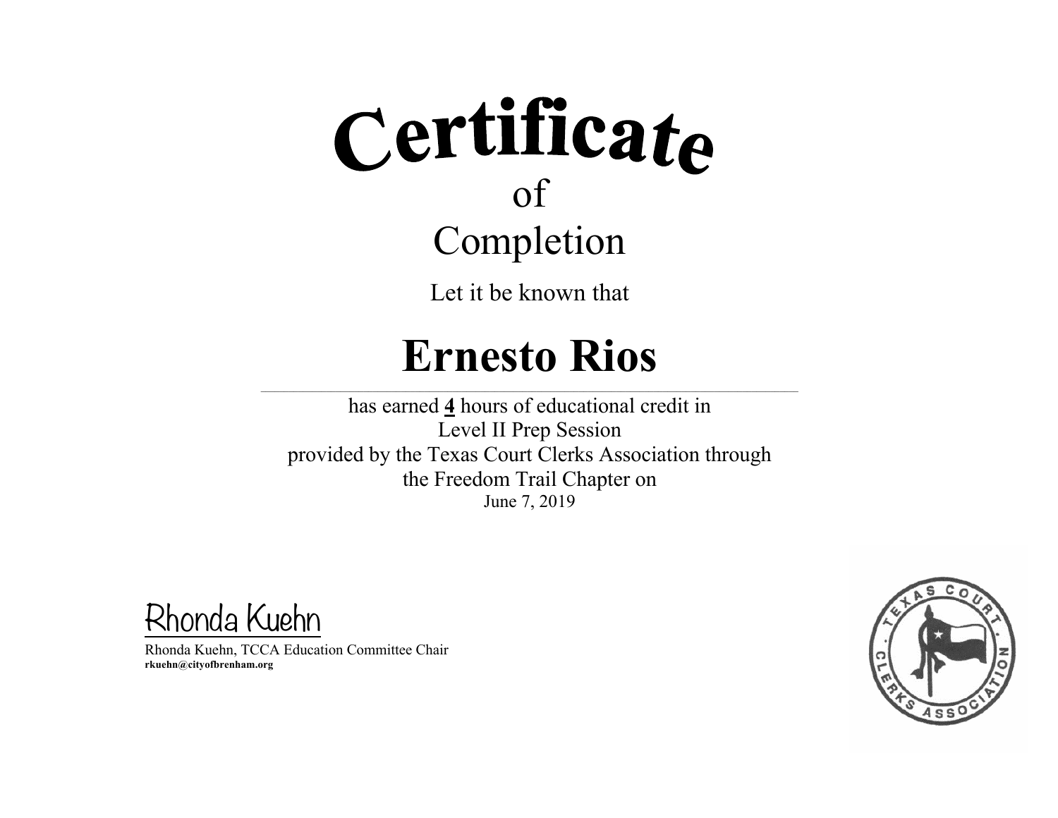# Certificate
## of
## Completion

Let it be known that

# Ernesto Rios

has earned **4** hours of educational credit in
Level II Prep Session
provided by the Texas Court Clerks Association through
the Freedom Trail Chapter on
June 7, 2019

Rhonda Kuehn

Rhonda Kuehn, TCCA Education Committee Chair
**rkuehn@cityofbrenham.org**

TEXAS COURT CLERKS ASSOCIATION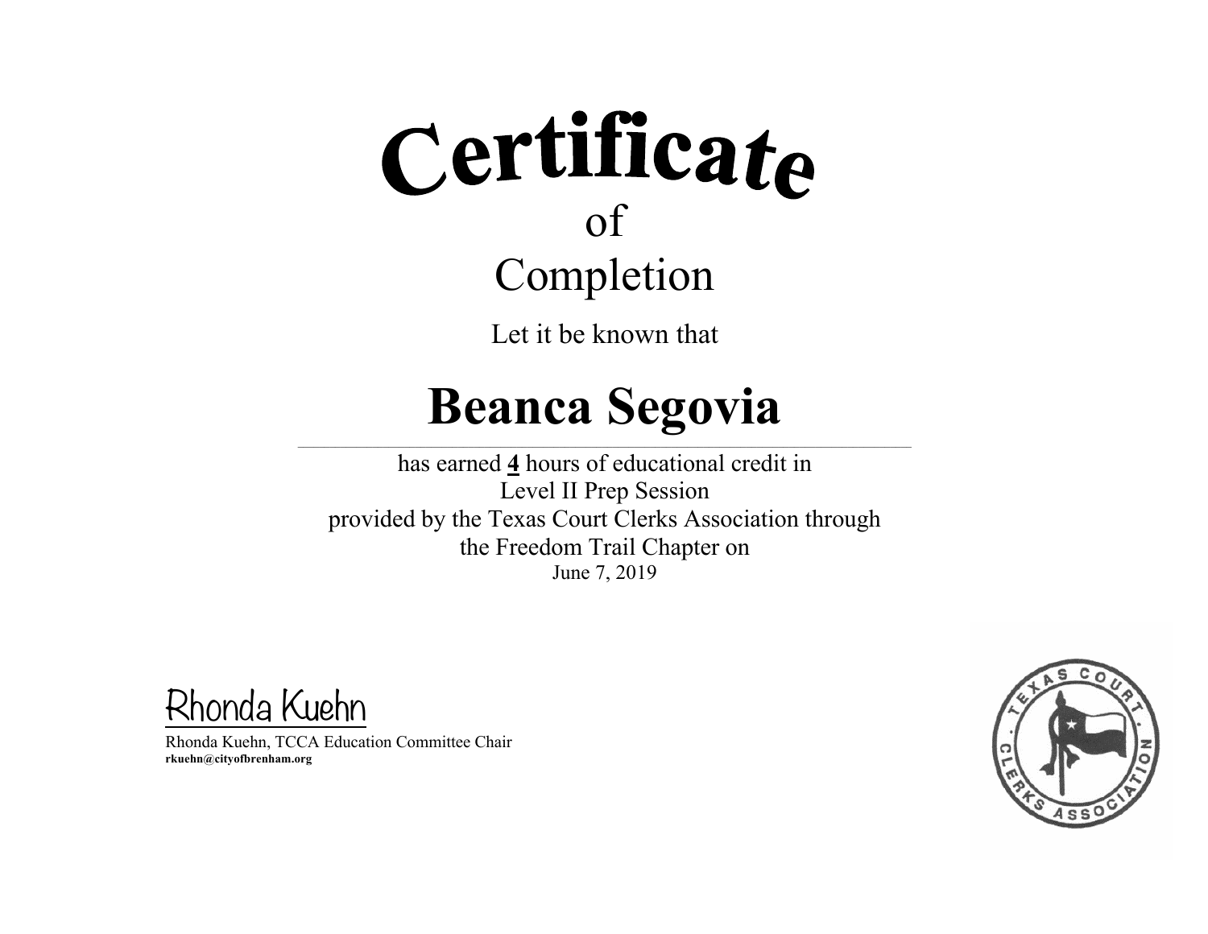# Certificate

of

Completion

Let it be known that

## Beanca Segovia

has earned **4** hours of educational credit in
Level II Prep Session
provided by the Texas Court Clerks Association through
the Freedom Trail Chapter on
June 7, 2019

Rhonda Kuehn

Rhonda Kuehn, TCCA Education Committee Chair
**rkuehn@cityofbrenham.org**

TEXAS COURT CLERKS ASSOCIATION